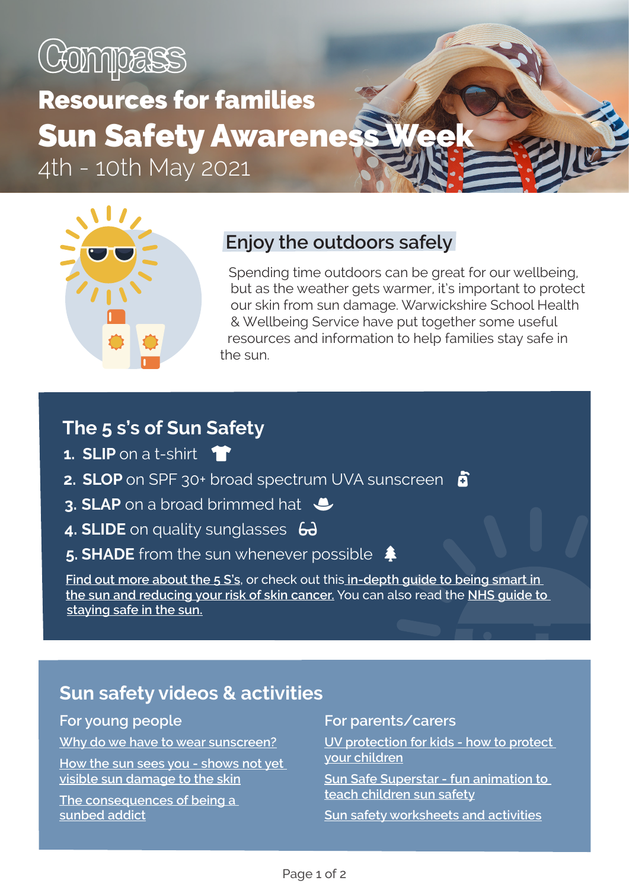Compass

# Resources for families

# Sun Safety Awareness Week

4th - 10th May 2021

## Enjoy the outdoors safely

Spending time outdoors can be great for our wellbeing, but as the weather gets warmer, it's important to protect our skin from sun damage. Warwickshire School Health & Wellbeing Service have put together some useful resources and information to help families stay safe in the sun.

## The 5 s's of Sun Safety

1. **SLIP** on a t-shirt
2. **SLOP** on SPF 30+ broad spectrum UVA sunscreen
3. **SLAP** on a broad brimmed hat
4. **SLIDE** on quality sunglasses
5. **SHADE** from the sun whenever possible

Find out more about the 5 S's, or check out this in-depth guide to being smart in the sun and reducing your risk of skin cancer. You can also read the NHS guide to staying safe in the sun.

## Sun safety videos & activities

### For young people

Why do we have to wear sunscreen?

How the sun sees you - shows not yet visible sun damage to the skin

The consequences of being a sunbed addict

### For parents/carers

UV protection for kids - how to protect your children

Sun Safe Superstar - fun animation to teach children sun safety

Sun safety worksheets and activities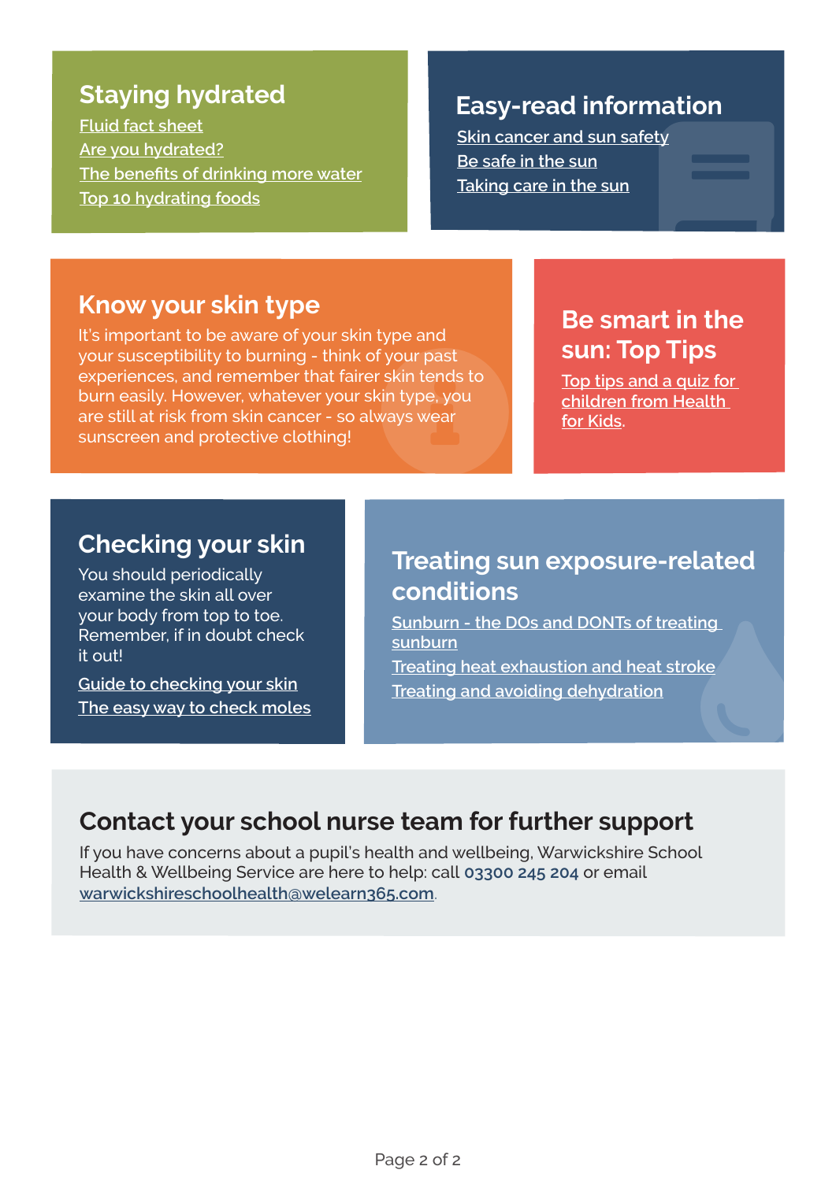## Staying hydrated

- Fluid fact sheet
- Are you hydrated?
- The benefits of drinking more water
- Top 10 hydrating foods

## Easy-read information

- Skin cancer and sun safety
- Be safe in the sun
- Taking care in the sun

## Know your skin type

It's important to be aware of your skin type and your susceptibility to burning - think of your past experiences, and remember that fairer skin tends to burn easily. However, whatever your skin type, you are still at risk from skin cancer - so always wear sunscreen and protective clothing!

## Be smart in the sun: Top Tips

Top tips and a quiz for children from Health for Kids.

## Checking your skin

You should periodically examine the skin all over your body from top to toe. Remember, if in doubt check it out!

- Guide to checking your skin
- The easy way to check moles

## Treating sun exposure-related conditions

- Sunburn - the DOs and DONTs of treating sunburn
- Treating heat exhaustion and heat stroke
- Treating and avoiding dehydration

## Contact your school nurse team for further support

If you have concerns about a pupil's health and wellbeing, Warwickshire School Health & Wellbeing Service are here to help: call **03300 245 204** or email warwickshireschoolhealth@welearn365.com.